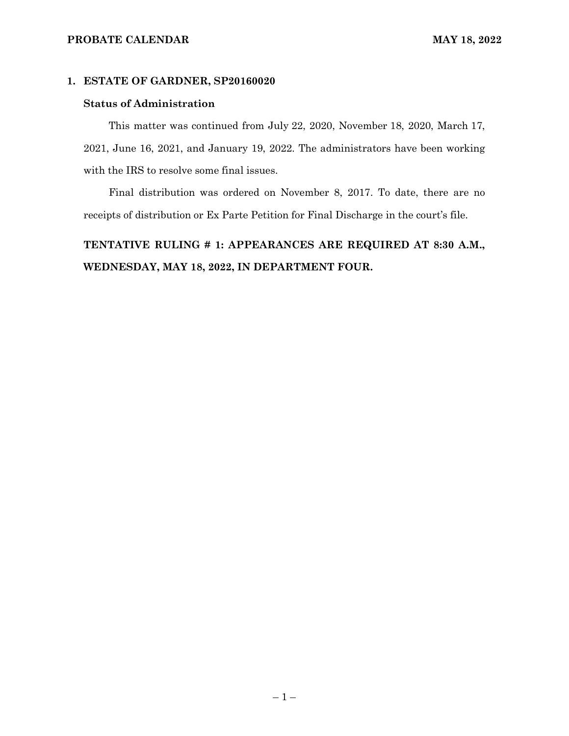## 1. ESTATE OF GARDNER, SP20160020

### Status of Administration

This matter was continued from July 22, 2020, November 18, 2020, March 17, 2021, June 16, 2021, and January 19, 2022. The administrators have been working with the IRS to resolve some final issues.

Final distribution was ordered on November 8, 2017. To date, there are no receipts of distribution or Ex Parte Petition for Final Discharge in the court's file.

**TENTATIVE RULING # 1: APPEARANCES ARE REQUIRED AT 8:30 A.M., WEDNESDAY, MAY 18, 2022, IN DEPARTMENT FOUR.**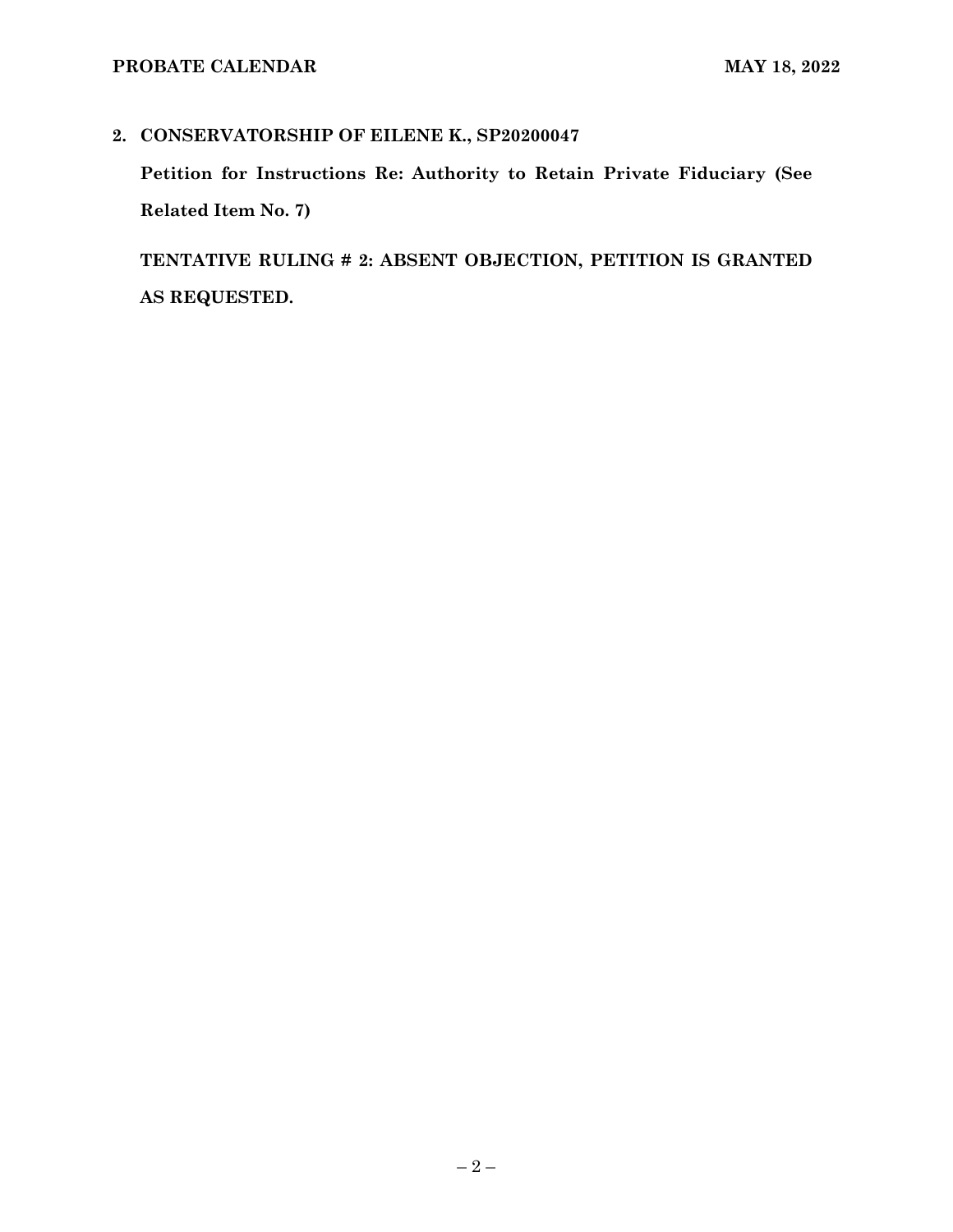**2. CONSERVATORSHIP OF EILENE K., SP20200047**

**Petition for Instructions Re: Authority to Retain Private Fiduciary (See Related Item No. 7)**

**TENTATIVE RULING # 2: ABSENT OBJECTION, PETITION IS GRANTED AS REQUESTED.**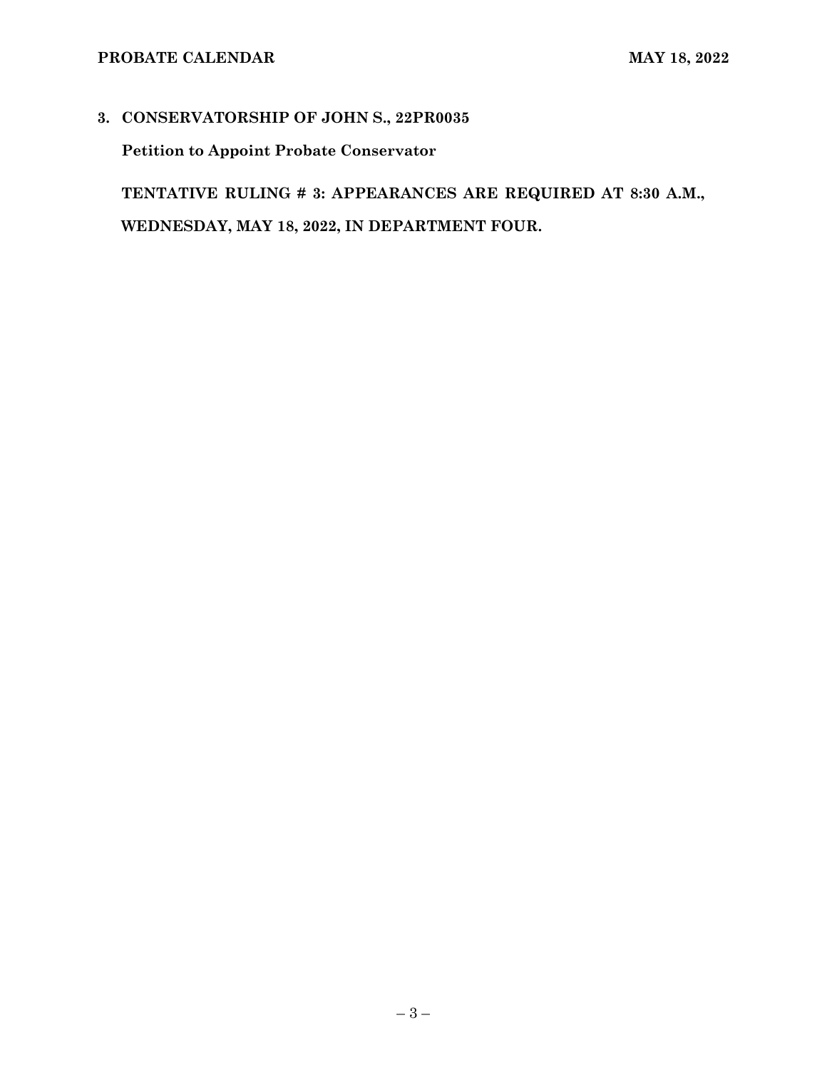## 3. CONSERVATORSHIP OF JOHN S., 22PR0035

**Petition to Appoint Probate Conservator**

**TENTATIVE RULING # 3: APPEARANCES ARE REQUIRED AT 8:30 A.M., WEDNESDAY, MAY 18, 2022, IN DEPARTMENT FOUR.**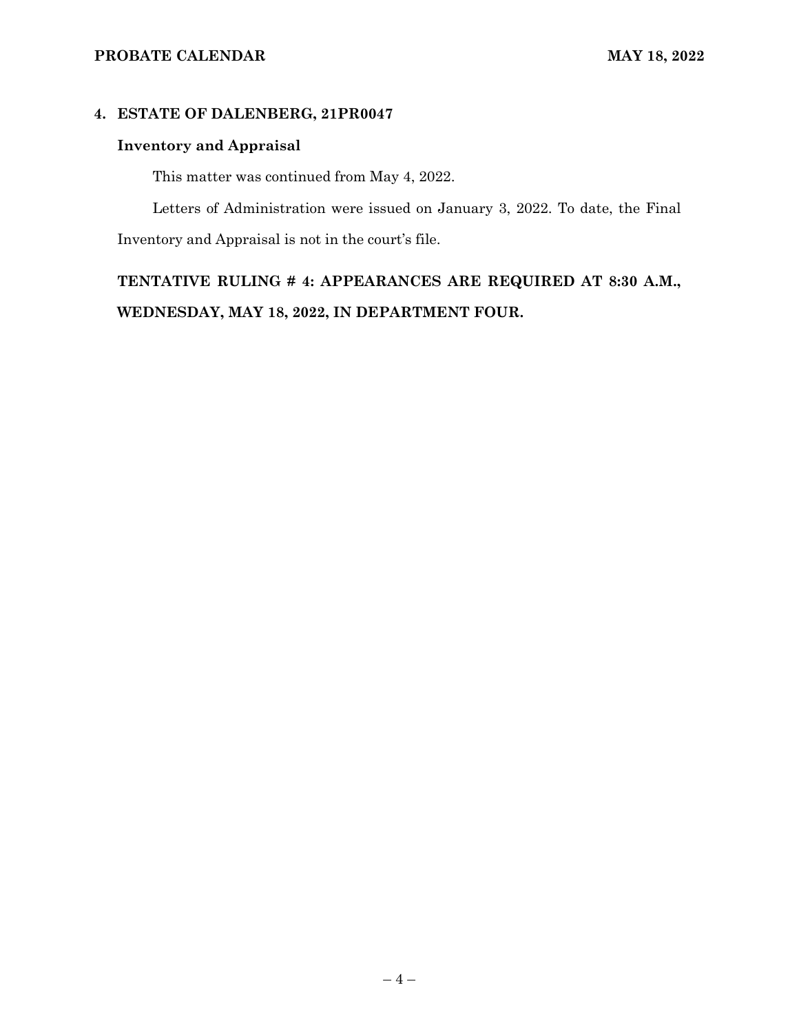## 4. ESTATE OF DALENBERG, 21PR0047

### Inventory and Appraisal

This matter was continued from May 4, 2022.

Letters of Administration were issued on January 3, 2022. To date, the Final Inventory and Appraisal is not in the court's file.

**TENTATIVE RULING # 4: APPEARANCES ARE REQUIRED AT 8:30 A.M., WEDNESDAY, MAY 18, 2022, IN DEPARTMENT FOUR.**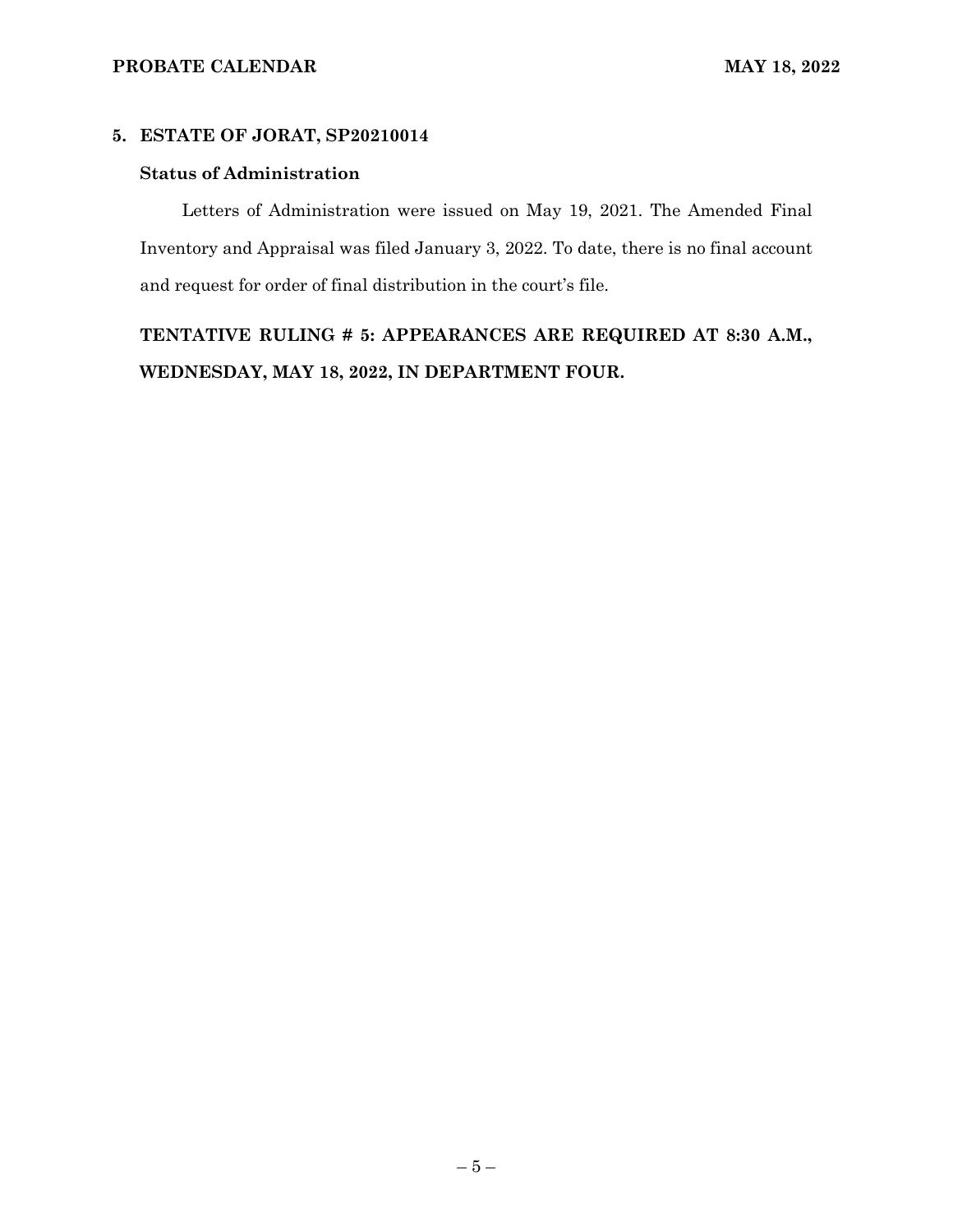## 5. ESTATE OF JORAT, SP20210014

### Status of Administration

Letters of Administration were issued on May 19, 2021. The Amended Final Inventory and Appraisal was filed January 3, 2022. To date, there is no final account and request for order of final distribution in the court's file.

**TENTATIVE RULING # 5: APPEARANCES ARE REQUIRED AT 8:30 A.M., WEDNESDAY, MAY 18, 2022, IN DEPARTMENT FOUR.**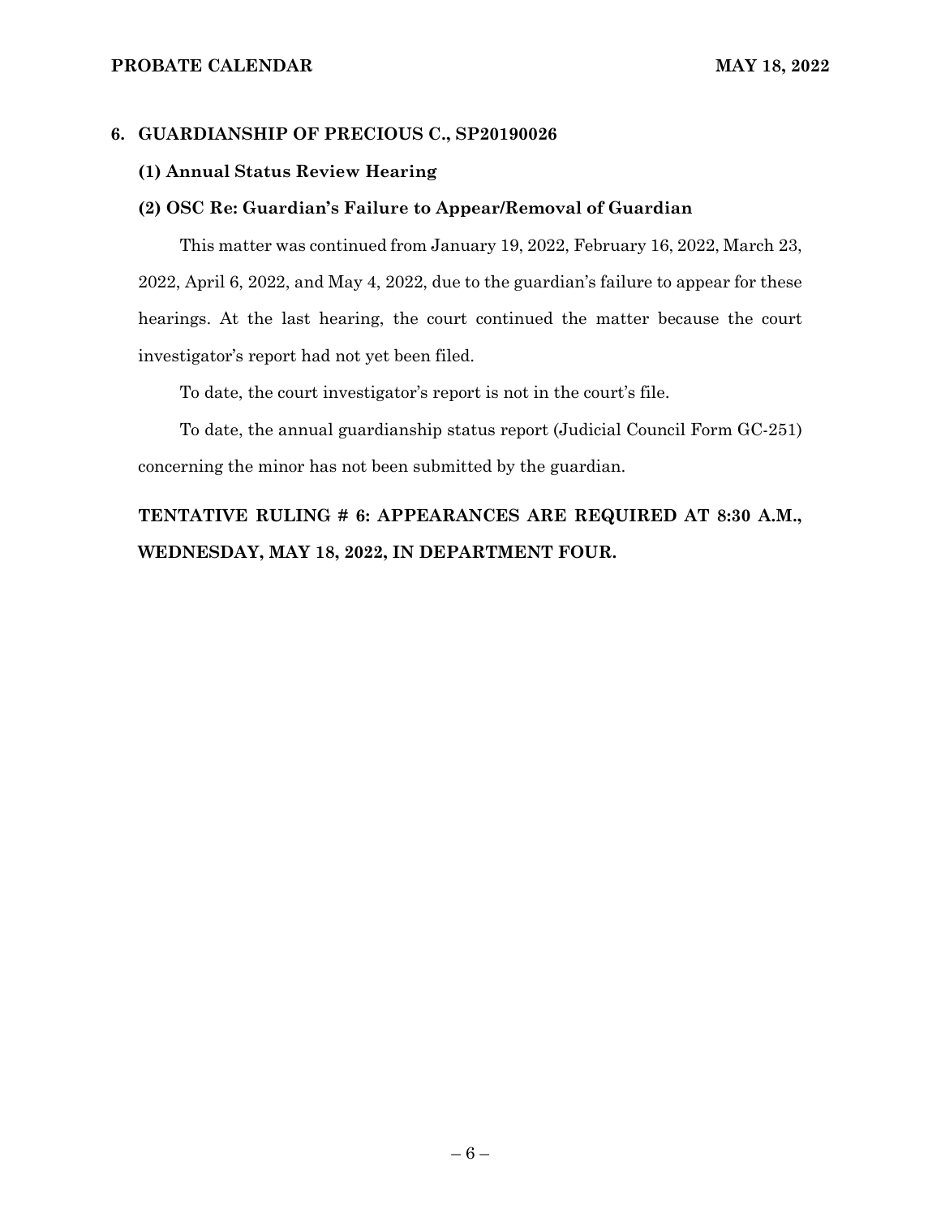## 6. GUARDIANSHIP OF PRECIOUS C., SP20190026

### (1) Annual Status Review Hearing

### (2) OSC Re: Guardian's Failure to Appear/Removal of Guardian

This matter was continued from January 19, 2022, February 16, 2022, March 23, 2022, April 6, 2022, and May 4, 2022, due to the guardian's failure to appear for these hearings. At the last hearing, the court continued the matter because the court investigator's report had not yet been filed.

To date, the court investigator's report is not in the court's file.

To date, the annual guardianship status report (Judicial Council Form GC-251) concerning the minor has not been submitted by the guardian.

**TENTATIVE RULING # 6: APPEARANCES ARE REQUIRED AT 8:30 A.M., WEDNESDAY, MAY 18, 2022, IN DEPARTMENT FOUR.**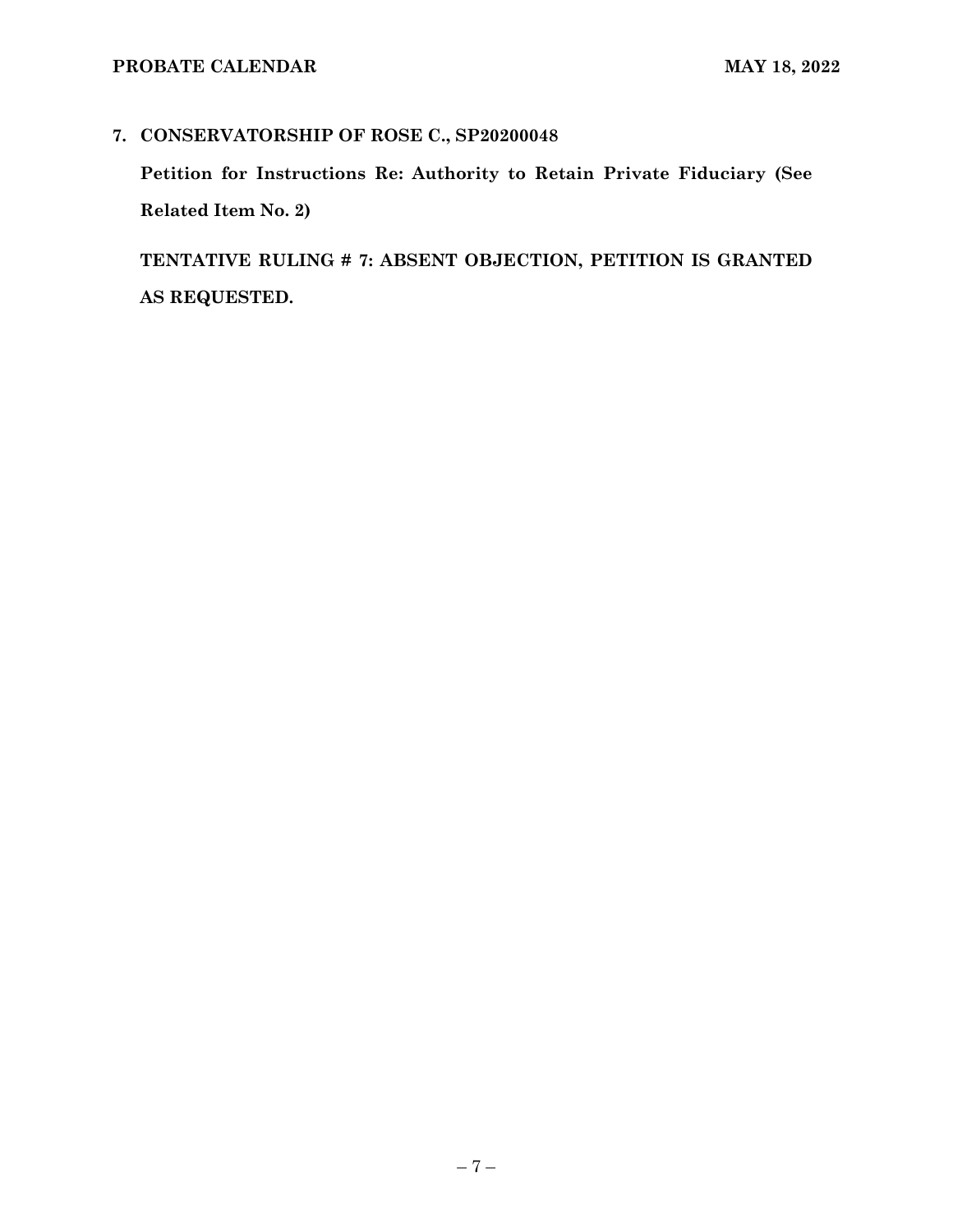**7. CONSERVATORSHIP OF ROSE C., SP20200048**

**Petition for Instructions Re: Authority to Retain Private Fiduciary (See Related Item No. 2)**

**TENTATIVE RULING # 7: ABSENT OBJECTION, PETITION IS GRANTED AS REQUESTED.**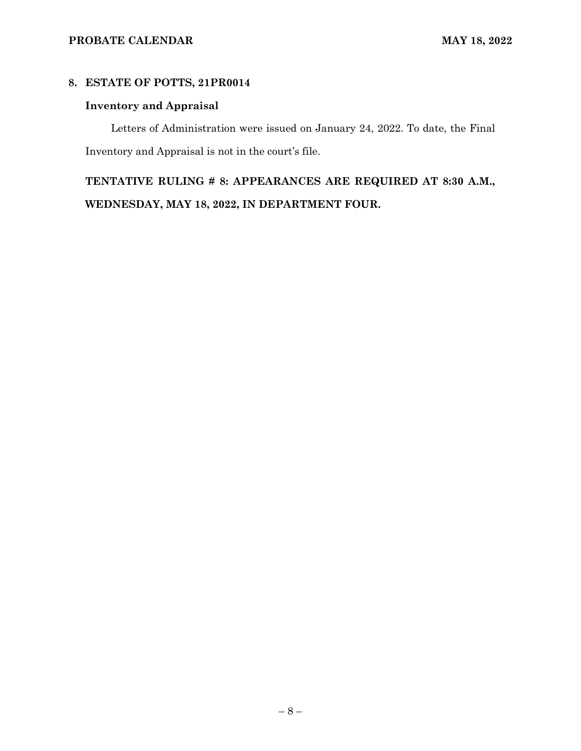## 8. ESTATE OF POTTS, 21PR0014

### Inventory and Appraisal

Letters of Administration were issued on January 24, 2022. To date, the Final Inventory and Appraisal is not in the court's file.

**TENTATIVE RULING # 8: APPEARANCES ARE REQUIRED AT 8:30 A.M., WEDNESDAY, MAY 18, 2022, IN DEPARTMENT FOUR.**